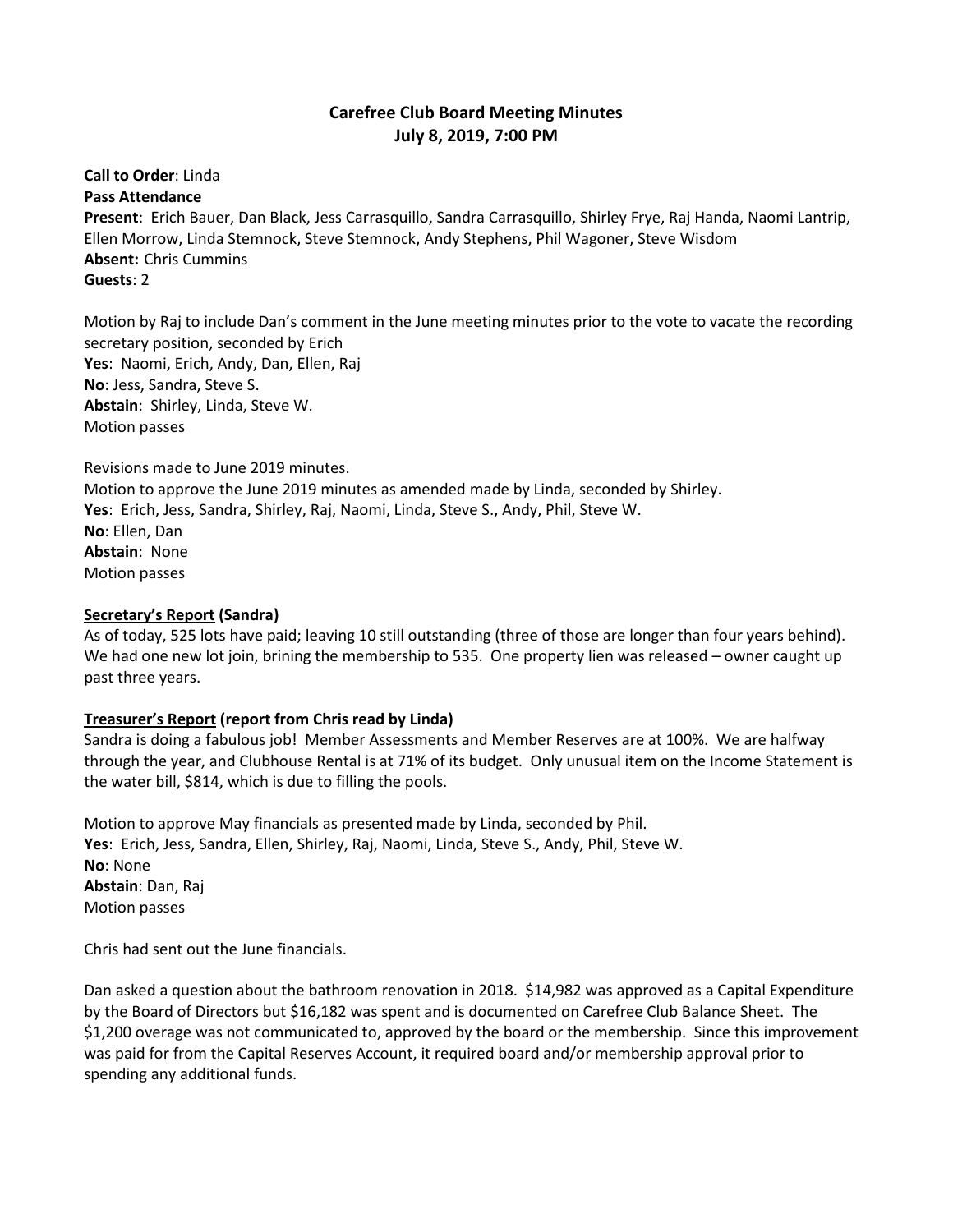# Carefree Club Board Meeting Minutes
## July 8, 2019, 7:00 PM

**Call to Order**: Linda
**Pass Attendance**
**Present**: Erich Bauer, Dan Black, Jess Carrasquillo, Sandra Carrasquillo, Shirley Frye, Raj Handa, Naomi Lantrip, Ellen Morrow, Linda Stemnock, Steve Stemnock, Andy Stephens, Phil Wagoner, Steve Wisdom
**Absent:** Chris Cummins
**Guests**: 2

Motion by Raj to include Dan's comment in the June meeting minutes prior to the vote to vacate the recording secretary position, seconded by Erich
**Yes**: Naomi, Erich, Andy, Dan, Ellen, Raj
**No**: Jess, Sandra, Steve S.
**Abstain**: Shirley, Linda, Steve W.
Motion passes

Revisions made to June 2019 minutes.
Motion to approve the June 2019 minutes as amended made by Linda, seconded by Shirley.
**Yes**: Erich, Jess, Sandra, Shirley, Raj, Naomi, Linda, Steve S., Andy, Phil, Steve W.
**No**: Ellen, Dan
**Abstain**: None
Motion passes

**<u>Secretary's Report</u> (Sandra)**
As of today, 525 lots have paid; leaving 10 still outstanding (three of those are longer than four years behind). We had one new lot join, brining the membership to 535. One property lien was released – owner caught up past three years.

**<u>Treasurer's Report</u> (report from Chris read by Linda)**
Sandra is doing a fabulous job! Member Assessments and Member Reserves are at 100%. We are halfway through the year, and Clubhouse Rental is at 71% of its budget. Only unusual item on the Income Statement is the water bill, $814, which is due to filling the pools.

Motion to approve May financials as presented made by Linda, seconded by Phil.
**Yes**: Erich, Jess, Sandra, Ellen, Shirley, Raj, Naomi, Linda, Steve S., Andy, Phil, Steve W.
**No**: None
**Abstain**: Dan, Raj
Motion passes

Chris had sent out the June financials.

Dan asked a question about the bathroom renovation in 2018. $14,982 was approved as a Capital Expenditure by the Board of Directors but $16,182 was spent and is documented on Carefree Club Balance Sheet. The $1,200 overage was not communicated to, approved by the board or the membership. Since this improvement was paid for from the Capital Reserves Account, it required board and/or membership approval prior to spending any additional funds.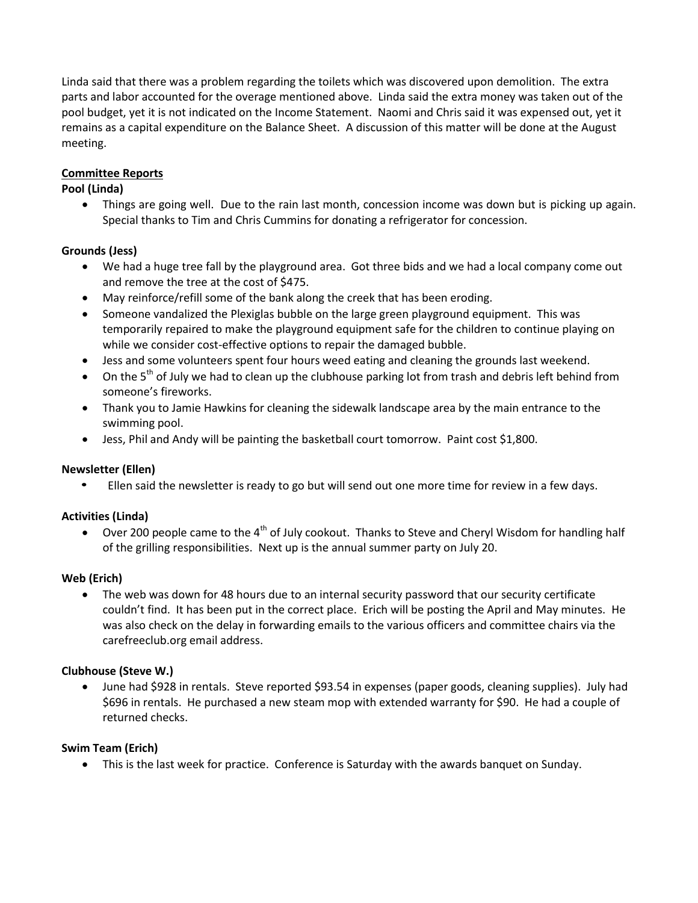Linda said that there was a problem regarding the toilets which was discovered upon demolition. The extra parts and labor accounted for the overage mentioned above. Linda said the extra money was taken out of the pool budget, yet it is not indicated on the Income Statement. Naomi and Chris said it was expensed out, yet it remains as a capital expenditure on the Balance Sheet. A discussion of this matter will be done at the August meeting.

**Committee Reports**

**Pool (Linda)**

- Things are going well. Due to the rain last month, concession income was down but is picking up again. Special thanks to Tim and Chris Cummins for donating a refrigerator for concession.

**Grounds (Jess)**

- We had a huge tree fall by the playground area. Got three bids and we had a local company come out and remove the tree at the cost of $475.
- May reinforce/refill some of the bank along the creek that has been eroding.
- Someone vandalized the Plexiglas bubble on the large green playground equipment. This was temporarily repaired to make the playground equipment safe for the children to continue playing on while we consider cost-effective options to repair the damaged bubble.
- Jess and some volunteers spent four hours weed eating and cleaning the grounds last weekend.
- On the 5th of July we had to clean up the clubhouse parking lot from trash and debris left behind from someone's fireworks.
- Thank you to Jamie Hawkins for cleaning the sidewalk landscape area by the main entrance to the swimming pool.
- Jess, Phil and Andy will be painting the basketball court tomorrow. Paint cost $1,800.

**Newsletter (Ellen)**

- Ellen said the newsletter is ready to go but will send out one more time for review in a few days.

**Activities (Linda)**

- Over 200 people came to the 4th of July cookout. Thanks to Steve and Cheryl Wisdom for handling half of the grilling responsibilities. Next up is the annual summer party on July 20.

**Web (Erich)**

- The web was down for 48 hours due to an internal security password that our security certificate couldn't find. It has been put in the correct place. Erich will be posting the April and May minutes. He was also check on the delay in forwarding emails to the various officers and committee chairs via the carefreeclub.org email address.

**Clubhouse (Steve W.)**

- June had $928 in rentals. Steve reported $93.54 in expenses (paper goods, cleaning supplies). July had $696 in rentals. He purchased a new steam mop with extended warranty for $90. He had a couple of returned checks.

**Swim Team (Erich)**

- This is the last week for practice. Conference is Saturday with the awards banquet on Sunday.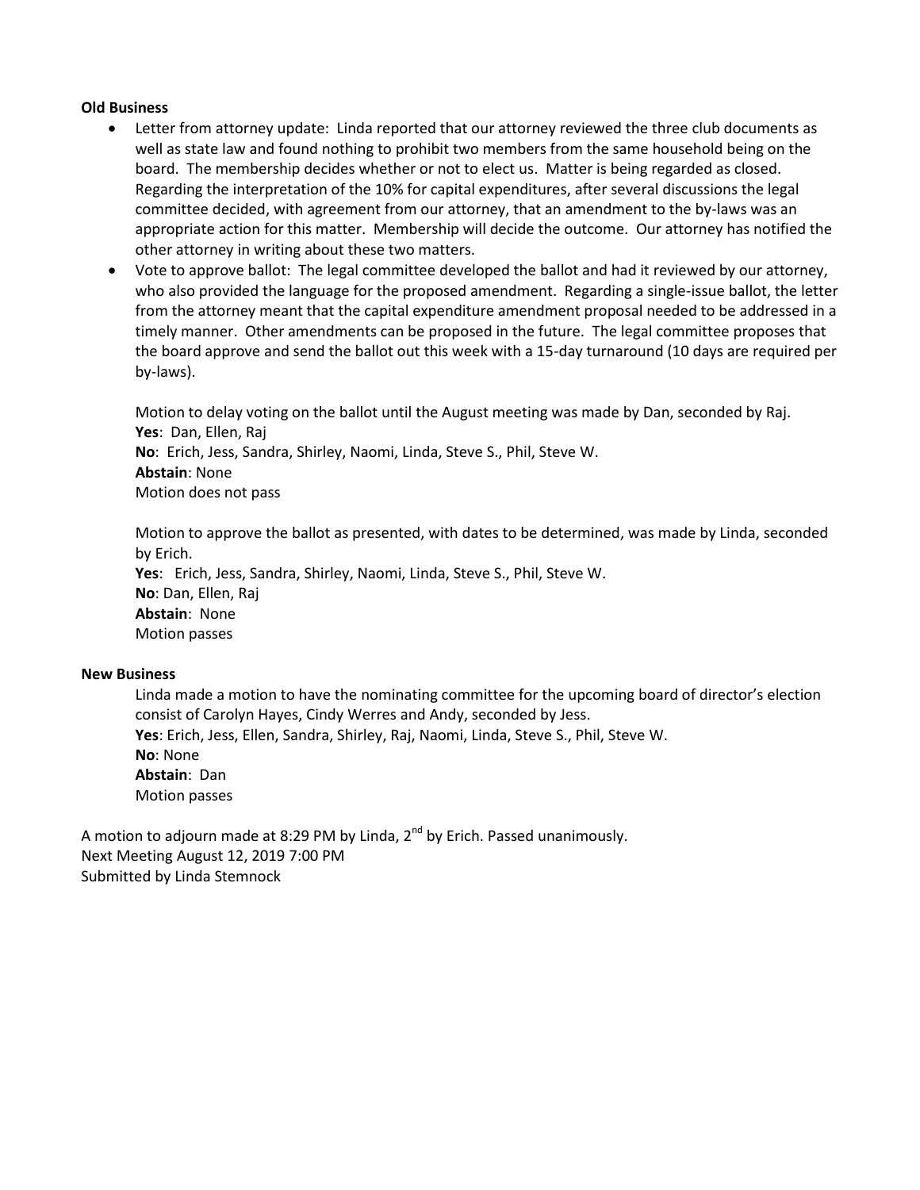**Old Business**

- Letter from attorney update: Linda reported that our attorney reviewed the three club documents as well as state law and found nothing to prohibit two members from the same household being on the board. The membership decides whether or not to elect us. Matter is being regarded as closed. Regarding the interpretation of the 10% for capital expenditures, after several discussions the legal committee decided, with agreement from our attorney, that an amendment to the by-laws was an appropriate action for this matter. Membership will decide the outcome. Our attorney has notified the other attorney in writing about these two matters.
- Vote to approve ballot: The legal committee developed the ballot and had it reviewed by our attorney, who also provided the language for the proposed amendment. Regarding a single-issue ballot, the letter from the attorney meant that the capital expenditure amendment proposal needed to be addressed in a timely manner. Other amendments can be proposed in the future. The legal committee proposes that the board approve and send the ballot out this week with a 15-day turnaround (10 days are required per by-laws).

  Motion to delay voting on the ballot until the August meeting was made by Dan, seconded by Raj.
  **Yes**: Dan, Ellen, Raj
  **No**: Erich, Jess, Sandra, Shirley, Naomi, Linda, Steve S., Phil, Steve W.
  **Abstain**: None
  Motion does not pass

  Motion to approve the ballot as presented, with dates to be determined, was made by Linda, seconded by Erich.
  **Yes**: Erich, Jess, Sandra, Shirley, Naomi, Linda, Steve S., Phil, Steve W.
  **No**: Dan, Ellen, Raj
  **Abstain**: None
  Motion passes

**New Business**

Linda made a motion to have the nominating committee for the upcoming board of director's election consist of Carolyn Hayes, Cindy Werres and Andy, seconded by Jess.
**Yes**: Erich, Jess, Ellen, Sandra, Shirley, Raj, Naomi, Linda, Steve S., Phil, Steve W.
**No**: None
**Abstain**: Dan
Motion passes

A motion to adjourn made at 8:29 PM by Linda, 2nd by Erich. Passed unanimously.
Next Meeting August 12, 2019 7:00 PM
Submitted by Linda Stemnock